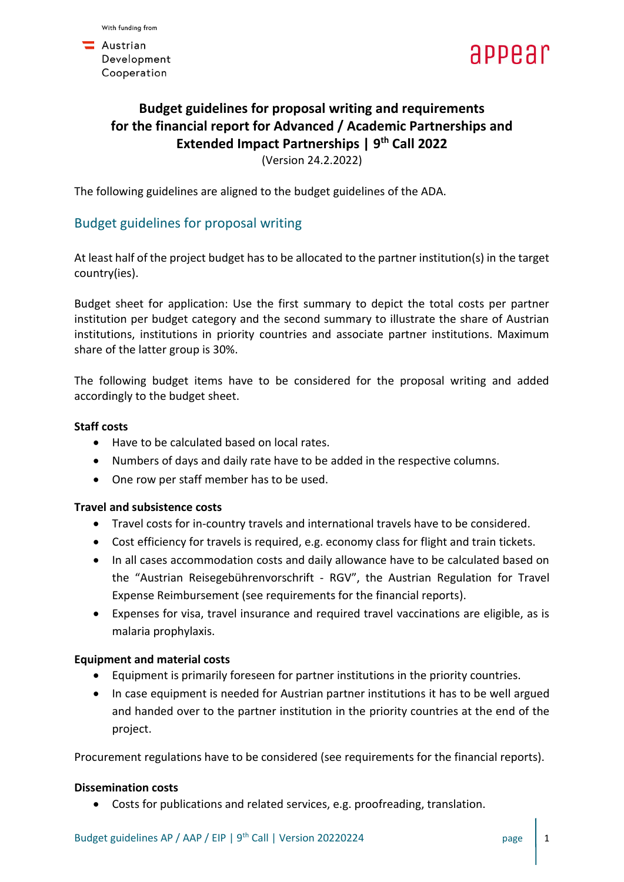With funding from

Austrian Development Cooperation

appear

# Budget guidelines for proposal writing and requirements for the financial report for Advanced / Academic Partnerships and Extended Impact Partnerships | 9th Call 2022

(Version 24.2.2022)

The following guidelines are aligned to the budget guidelines of the ADA.

## Budget guidelines for proposal writing

At least half of the project budget has to be allocated to the partner institution(s) in the target country(ies).

Budget sheet for application: Use the first summary to depict the total costs per partner institution per budget category and the second summary to illustrate the share of Austrian institutions, institutions in priority countries and associate partner institutions. Maximum share of the latter group is 30%.

The following budget items have to be considered for the proposal writing and added accordingly to the budget sheet.

**Staff costs**

- Have to be calculated based on local rates.
- Numbers of days and daily rate have to be added in the respective columns.
- One row per staff member has to be used.

**Travel and subsistence costs**

- Travel costs for in-country travels and international travels have to be considered.
- Cost efficiency for travels is required, e.g. economy class for flight and train tickets.
- In all cases accommodation costs and daily allowance have to be calculated based on the "Austrian Reisegebührenvorschrift - RGV", the Austrian Regulation for Travel Expense Reimbursement (see requirements for the financial reports).
- Expenses for visa, travel insurance and required travel vaccinations are eligible, as is malaria prophylaxis.

**Equipment and material costs**

- Equipment is primarily foreseen for partner institutions in the priority countries.
- In case equipment is needed for Austrian partner institutions it has to be well argued and handed over to the partner institution in the priority countries at the end of the project.

Procurement regulations have to be considered (see requirements for the financial reports).

**Dissemination costs**

- Costs for publications and related services, e.g. proofreading, translation.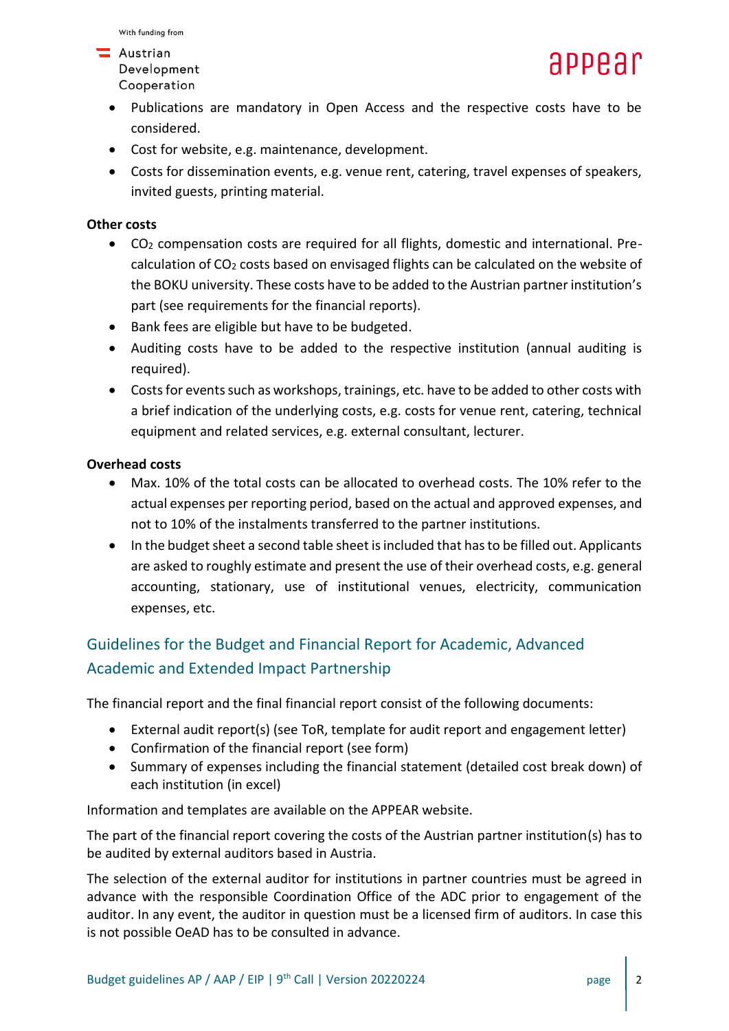- Publications are mandatory in Open Access and the respective costs have to be considered.
- Cost for website, e.g. maintenance, development.
- Costs for dissemination events, e.g. venue rent, catering, travel expenses of speakers, invited guests, printing material.

**Other costs**

- $CO_2$ compensation costs are required for all flights, domestic and international. Pre-calculation of $CO_2$ costs based on envisaged flights can be calculated on the website of the BOKU university. These costs have to be added to the Austrian partner institution's part (see requirements for the financial reports).
- Bank fees are eligible but have to be budgeted.
- Auditing costs have to be added to the respective institution (annual auditing is required).
- Costs for events such as workshops, trainings, etc. have to be added to other costs with a brief indication of the underlying costs, e.g. costs for venue rent, catering, technical equipment and related services, e.g. external consultant, lecturer.

**Overhead costs**

- Max. 10% of the total costs can be allocated to overhead costs. The 10% refer to the actual expenses per reporting period, based on the actual and approved expenses, and not to 10% of the instalments transferred to the partner institutions.
- In the budget sheet a second table sheet is included that has to be filled out. Applicants are asked to roughly estimate and present the use of their overhead costs, e.g. general accounting, stationary, use of institutional venues, electricity, communication expenses, etc.

## Guidelines for the Budget and Financial Report for Academic, Advanced Academic and Extended Impact Partnership

The financial report and the final financial report consist of the following documents:

- External audit report(s) (see ToR, template for audit report and engagement letter)
- Confirmation of the financial report (see form)
- Summary of expenses including the financial statement (detailed cost break down) of each institution (in excel)

Information and templates are available on the APPEAR website.

The part of the financial report covering the costs of the Austrian partner institution(s) has to be audited by external auditors based in Austria.

The selection of the external auditor for institutions in partner countries must be agreed in advance with the responsible Coordination Office of the ADC prior to engagement of the auditor. In any event, the auditor in question must be a licensed firm of auditors. In case this is not possible OeAD has to be consulted in advance.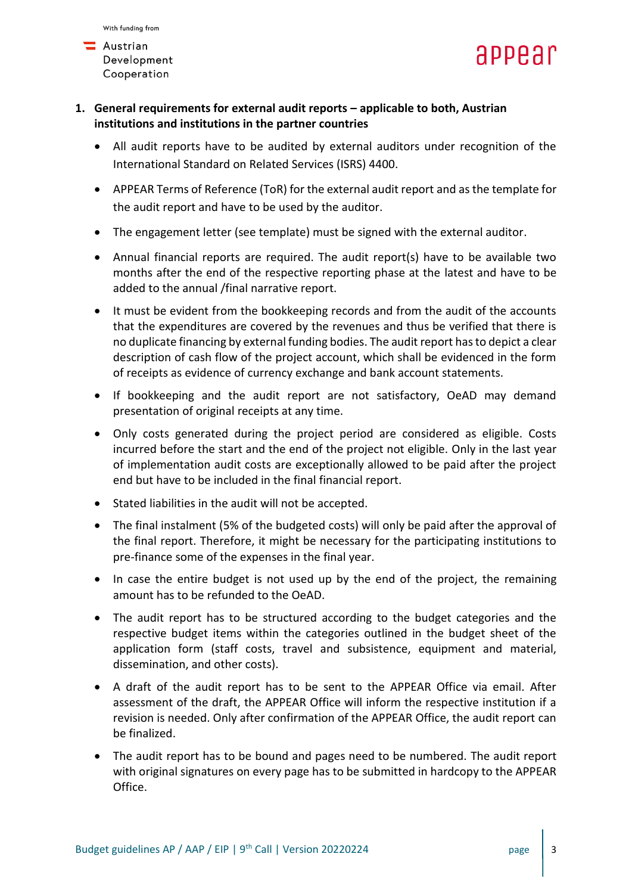1. **General requirements for external audit reports – applicable to both, Austrian institutions and institutions in the partner countries**

   - All audit reports have to be audited by external auditors under recognition of the International Standard on Related Services (ISRS) 4400.
   - APPEAR Terms of Reference (ToR) for the external audit report and as the template for the audit report and have to be used by the auditor.
   - The engagement letter (see template) must be signed with the external auditor.
   - Annual financial reports are required. The audit report(s) have to be available two months after the end of the respective reporting phase at the latest and have to be added to the annual /final narrative report.
   - It must be evident from the bookkeeping records and from the audit of the accounts that the expenditures are covered by the revenues and thus be verified that there is no duplicate financing by external funding bodies. The audit report has to depict a clear description of cash flow of the project account, which shall be evidenced in the form of receipts as evidence of currency exchange and bank account statements.
   - If bookkeeping and the audit report are not satisfactory, OeAD may demand presentation of original receipts at any time.
   - Only costs generated during the project period are considered as eligible. Costs incurred before the start and the end of the project not eligible. Only in the last year of implementation audit costs are exceptionally allowed to be paid after the project end but have to be included in the final financial report.
   - Stated liabilities in the audit will not be accepted.
   - The final instalment (5% of the budgeted costs) will only be paid after the approval of the final report. Therefore, it might be necessary for the participating institutions to pre-finance some of the expenses in the final year.
   - In case the entire budget is not used up by the end of the project, the remaining amount has to be refunded to the OeAD.
   - The audit report has to be structured according to the budget categories and the respective budget items within the categories outlined in the budget sheet of the application form (staff costs, travel and subsistence, equipment and material, dissemination, and other costs).
   - A draft of the audit report has to be sent to the APPEAR Office via email. After assessment of the draft, the APPEAR Office will inform the respective institution if a revision is needed. Only after confirmation of the APPEAR Office, the audit report can be finalized.
   - The audit report has to be bound and pages need to be numbered. The audit report with original signatures on every page has to be submitted in hardcopy to the APPEAR Office.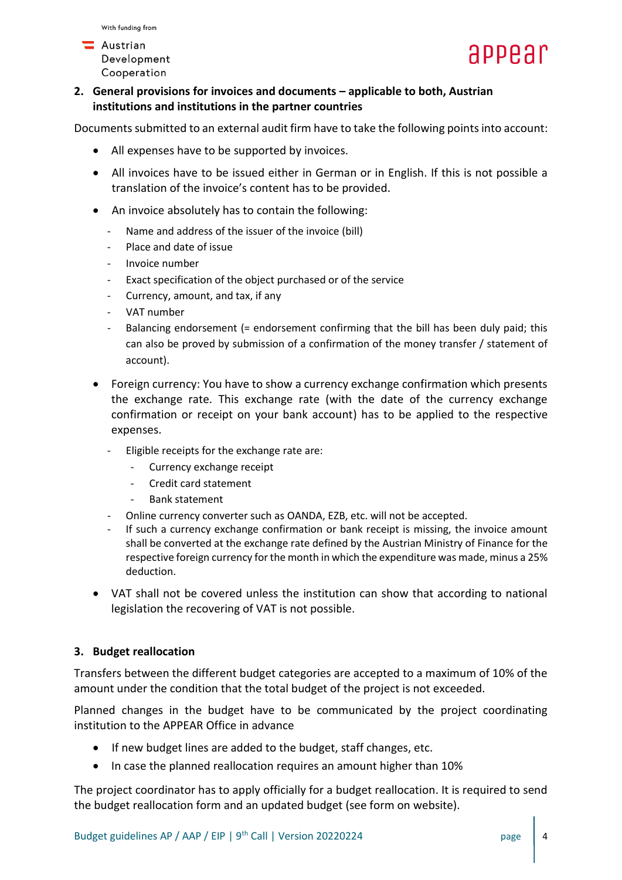## 2. General provisions for invoices and documents – applicable to both, Austrian institutions and institutions in the partner countries

Documents submitted to an external audit firm have to take the following points into account:

- All expenses have to be supported by invoices.
- All invoices have to be issued either in German or in English. If this is not possible a translation of the invoice's content has to be provided.
- An invoice absolutely has to contain the following:
  - Name and address of the issuer of the invoice (bill)
  - Place and date of issue
  - Invoice number
  - Exact specification of the object purchased or of the service
  - Currency, amount, and tax, if any
  - VAT number
  - Balancing endorsement (= endorsement confirming that the bill has been duly paid; this can also be proved by submission of a confirmation of the money transfer / statement of account).
- Foreign currency: You have to show a currency exchange confirmation which presents the exchange rate. This exchange rate (with the date of the currency exchange confirmation or receipt on your bank account) has to be applied to the respective expenses.
  - Eligible receipts for the exchange rate are:
    - Currency exchange receipt
    - Credit card statement
    - Bank statement
  - Online currency converter such as OANDA, EZB, etc. will not be accepted.
  - If such a currency exchange confirmation or bank receipt is missing, the invoice amount shall be converted at the exchange rate defined by the Austrian Ministry of Finance for the respective foreign currency for the month in which the expenditure was made, minus a 25% deduction.
- VAT shall not be covered unless the institution can show that according to national legislation the recovering of VAT is not possible.

## 3. Budget reallocation

Transfers between the different budget categories are accepted to a maximum of 10% of the amount under the condition that the total budget of the project is not exceeded.

Planned changes in the budget have to be communicated by the project coordinating institution to the APPEAR Office in advance

- If new budget lines are added to the budget, staff changes, etc.
- In case the planned reallocation requires an amount higher than 10%

The project coordinator has to apply officially for a budget reallocation. It is required to send the budget reallocation form and an updated budget (see form on website).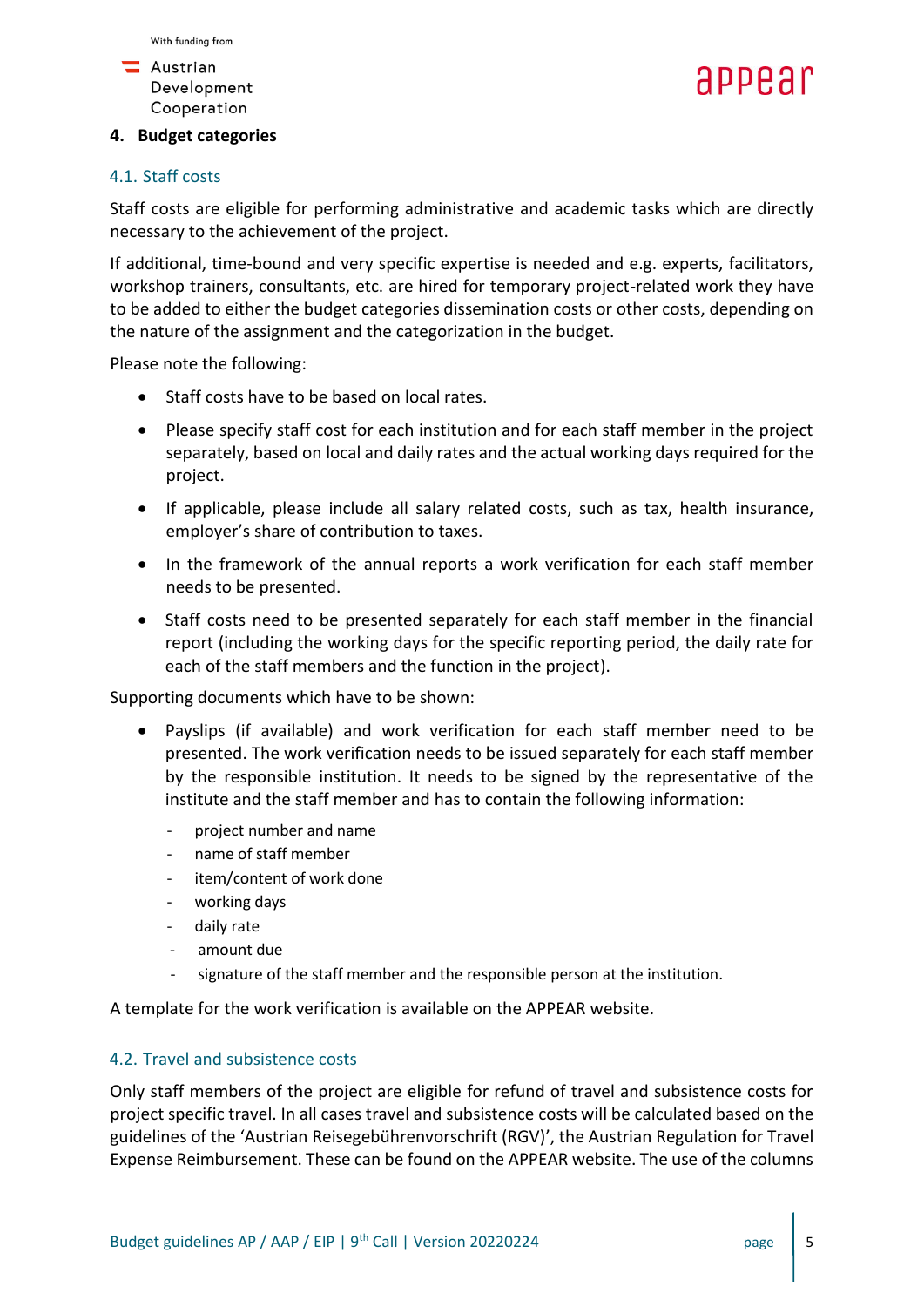## 4. Budget categories

### 4.1. Staff costs

Staff costs are eligible for performing administrative and academic tasks which are directly necessary to the achievement of the project.

If additional, time-bound and very specific expertise is needed and e.g. experts, facilitators, workshop trainers, consultants, etc. are hired for temporary project-related work they have to be added to either the budget categories dissemination costs or other costs, depending on the nature of the assignment and the categorization in the budget.

Please note the following:

- Staff costs have to be based on local rates.
- Please specify staff cost for each institution and for each staff member in the project separately, based on local and daily rates and the actual working days required for the project.
- If applicable, please include all salary related costs, such as tax, health insurance, employer's share of contribution to taxes.
- In the framework of the annual reports a work verification for each staff member needs to be presented.
- Staff costs need to be presented separately for each staff member in the financial report (including the working days for the specific reporting period, the daily rate for each of the staff members and the function in the project).

Supporting documents which have to be shown:

- Payslips (if available) and work verification for each staff member need to be presented. The work verification needs to be issued separately for each staff member by the responsible institution. It needs to be signed by the representative of the institute and the staff member and has to contain the following information:
  - project number and name
  - name of staff member
  - item/content of work done
  - working days
  - daily rate
  - amount due
  - signature of the staff member and the responsible person at the institution.

A template for the work verification is available on the APPEAR website.

### 4.2. Travel and subsistence costs

Only staff members of the project are eligible for refund of travel and subsistence costs for project specific travel. In all cases travel and subsistence costs will be calculated based on the guidelines of the 'Austrian Reisegebührenvorschrift (RGV)', the Austrian Regulation for Travel Expense Reimbursement. These can be found on the APPEAR website. The use of the columns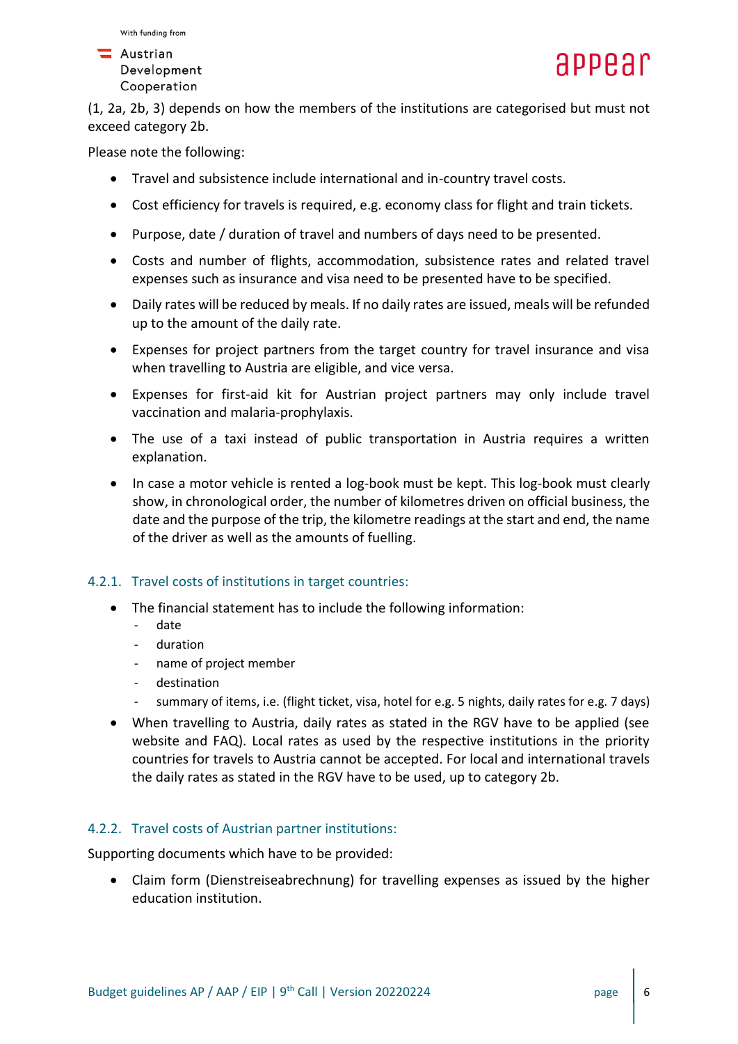(1, 2a, 2b, 3) depends on how the members of the institutions are categorised but must not exceed category 2b.

Please note the following:

- Travel and subsistence include international and in-country travel costs.
- Cost efficiency for travels is required, e.g. economy class for flight and train tickets.
- Purpose, date / duration of travel and numbers of days need to be presented.
- Costs and number of flights, accommodation, subsistence rates and related travel expenses such as insurance and visa need to be presented have to be specified.
- Daily rates will be reduced by meals. If no daily rates are issued, meals will be refunded up to the amount of the daily rate.
- Expenses for project partners from the target country for travel insurance and visa when travelling to Austria are eligible, and vice versa.
- Expenses for first-aid kit for Austrian project partners may only include travel vaccination and malaria-prophylaxis.
- The use of a taxi instead of public transportation in Austria requires a written explanation.
- In case a motor vehicle is rented a log-book must be kept. This log-book must clearly show, in chronological order, the number of kilometres driven on official business, the date and the purpose of the trip, the kilometre readings at the start and end, the name of the driver as well as the amounts of fuelling.

### 4.2.1. Travel costs of institutions in target countries:

- The financial statement has to include the following information:
  - date
  - duration
  - name of project member
  - destination
  - summary of items, i.e. (flight ticket, visa, hotel for e.g. 5 nights, daily rates for e.g. 7 days)
- When travelling to Austria, daily rates as stated in the RGV have to be applied (see website and FAQ). Local rates as used by the respective institutions in the priority countries for travels to Austria cannot be accepted. For local and international travels the daily rates as stated in the RGV have to be used, up to category 2b.

### 4.2.2. Travel costs of Austrian partner institutions:

Supporting documents which have to be provided:

- Claim form (Dienstreiseabrechnung) for travelling expenses as issued by the higher education institution.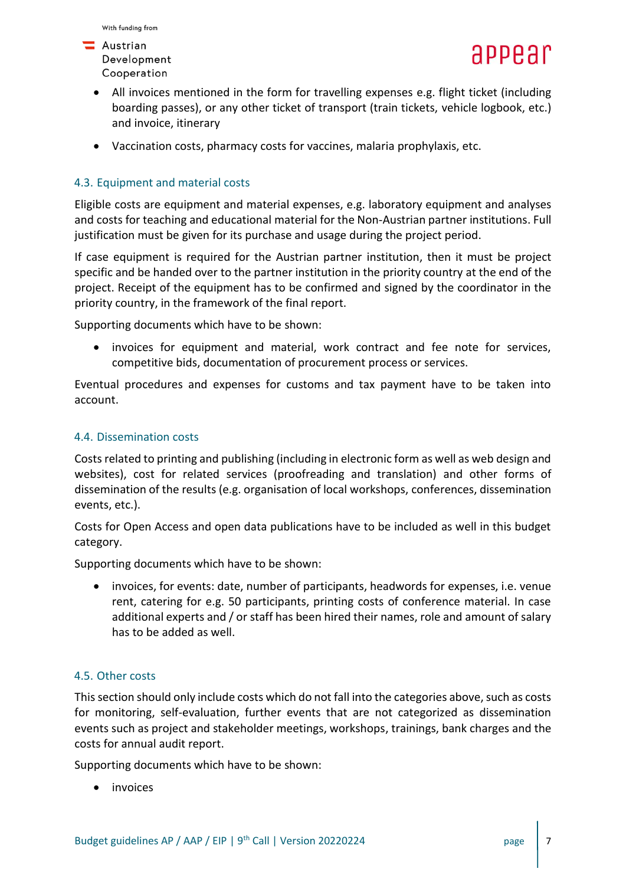- All invoices mentioned in the form for travelling expenses e.g. flight ticket (including boarding passes), or any other ticket of transport (train tickets, vehicle logbook, etc.) and invoice, itinerary
- Vaccination costs, pharmacy costs for vaccines, malaria prophylaxis, etc.

### 4.3. Equipment and material costs

Eligible costs are equipment and material expenses, e.g. laboratory equipment and analyses and costs for teaching and educational material for the Non-Austrian partner institutions. Full justification must be given for its purchase and usage during the project period.

If case equipment is required for the Austrian partner institution, then it must be project specific and be handed over to the partner institution in the priority country at the end of the project. Receipt of the equipment has to be confirmed and signed by the coordinator in the priority country, in the framework of the final report.

Supporting documents which have to be shown:

- invoices for equipment and material, work contract and fee note for services, competitive bids, documentation of procurement process or services.

Eventual procedures and expenses for customs and tax payment have to be taken into account.

### 4.4. Dissemination costs

Costs related to printing and publishing (including in electronic form as well as web design and websites), cost for related services (proofreading and translation) and other forms of dissemination of the results (e.g. organisation of local workshops, conferences, dissemination events, etc.).

Costs for Open Access and open data publications have to be included as well in this budget category.

Supporting documents which have to be shown:

- invoices, for events: date, number of participants, headwords for expenses, i.e. venue rent, catering for e.g. 50 participants, printing costs of conference material. In case additional experts and / or staff has been hired their names, role and amount of salary has to be added as well.

### 4.5. Other costs

This section should only include costs which do not fall into the categories above, such as costs for monitoring, self-evaluation, further events that are not categorized as dissemination events such as project and stakeholder meetings, workshops, trainings, bank charges and the costs for annual audit report.

Supporting documents which have to be shown:

- invoices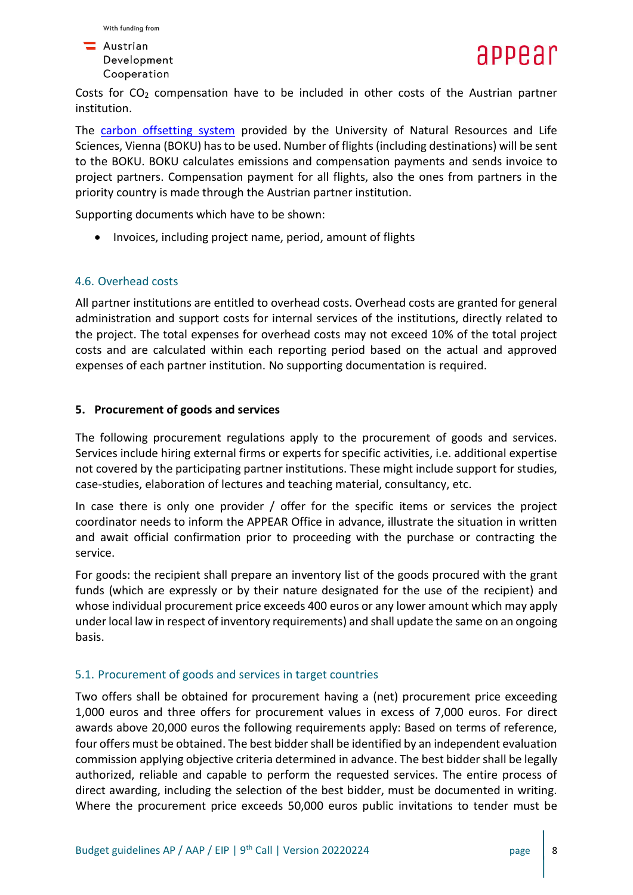Costs for $CO_2$ compensation have to be included in other costs of the Austrian partner institution.

The carbon offsetting system provided by the University of Natural Resources and Life Sciences, Vienna (BOKU) has to be used. Number of flights (including destinations) will be sent to the BOKU. BOKU calculates emissions and compensation payments and sends invoice to project partners. Compensation payment for all flights, also the ones from partners in the priority country is made through the Austrian partner institution.

Supporting documents which have to be shown:

- Invoices, including project name, period, amount of flights

### 4.6. Overhead costs

All partner institutions are entitled to overhead costs. Overhead costs are granted for general administration and support costs for internal services of the institutions, directly related to the project. The total expenses for overhead costs may not exceed 10% of the total project costs and are calculated within each reporting period based on the actual and approved expenses of each partner institution. No supporting documentation is required.

## 5. Procurement of goods and services

The following procurement regulations apply to the procurement of goods and services. Services include hiring external firms or experts for specific activities, i.e. additional expertise not covered by the participating partner institutions. These might include support for studies, case-studies, elaboration of lectures and teaching material, consultancy, etc.

In case there is only one provider / offer for the specific items or services the project coordinator needs to inform the APPEAR Office in advance, illustrate the situation in written and await official confirmation prior to proceeding with the purchase or contracting the service.

For goods: the recipient shall prepare an inventory list of the goods procured with the grant funds (which are expressly or by their nature designated for the use of the recipient) and whose individual procurement price exceeds 400 euros or any lower amount which may apply under local law in respect of inventory requirements) and shall update the same on an ongoing basis.

### 5.1. Procurement of goods and services in target countries

Two offers shall be obtained for procurement having a (net) procurement price exceeding 1,000 euros and three offers for procurement values in excess of 7,000 euros. For direct awards above 20,000 euros the following requirements apply: Based on terms of reference, four offers must be obtained. The best bidder shall be identified by an independent evaluation commission applying objective criteria determined in advance. The best bidder shall be legally authorized, reliable and capable to perform the requested services. The entire process of direct awarding, including the selection of the best bidder, must be documented in writing. Where the procurement price exceeds 50,000 euros public invitations to tender must be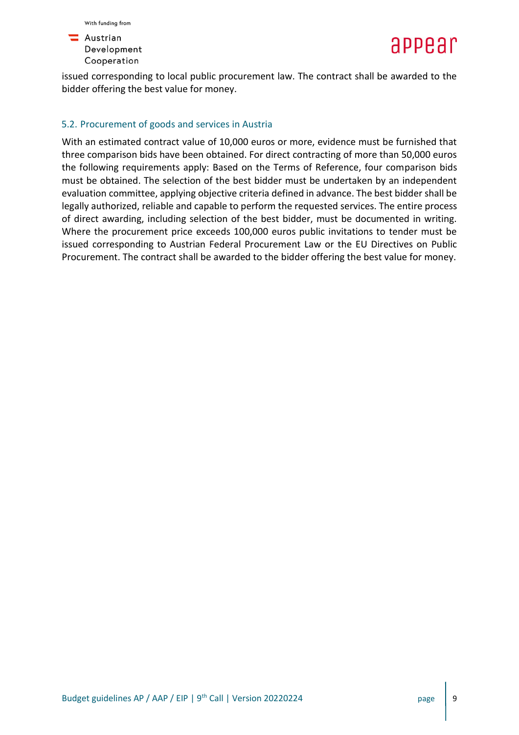issued corresponding to local public procurement law. The contract shall be awarded to the bidder offering the best value for money.

### 5.2. Procurement of goods and services in Austria

With an estimated contract value of 10,000 euros or more, evidence must be furnished that three comparison bids have been obtained. For direct contracting of more than 50,000 euros the following requirements apply: Based on the Terms of Reference, four comparison bids must be obtained. The selection of the best bidder must be undertaken by an independent evaluation committee, applying objective criteria defined in advance. The best bidder shall be legally authorized, reliable and capable to perform the requested services. The entire process of direct awarding, including selection of the best bidder, must be documented in writing. Where the procurement price exceeds 100,000 euros public invitations to tender must be issued corresponding to Austrian Federal Procurement Law or the EU Directives on Public Procurement. The contract shall be awarded to the bidder offering the best value for money.